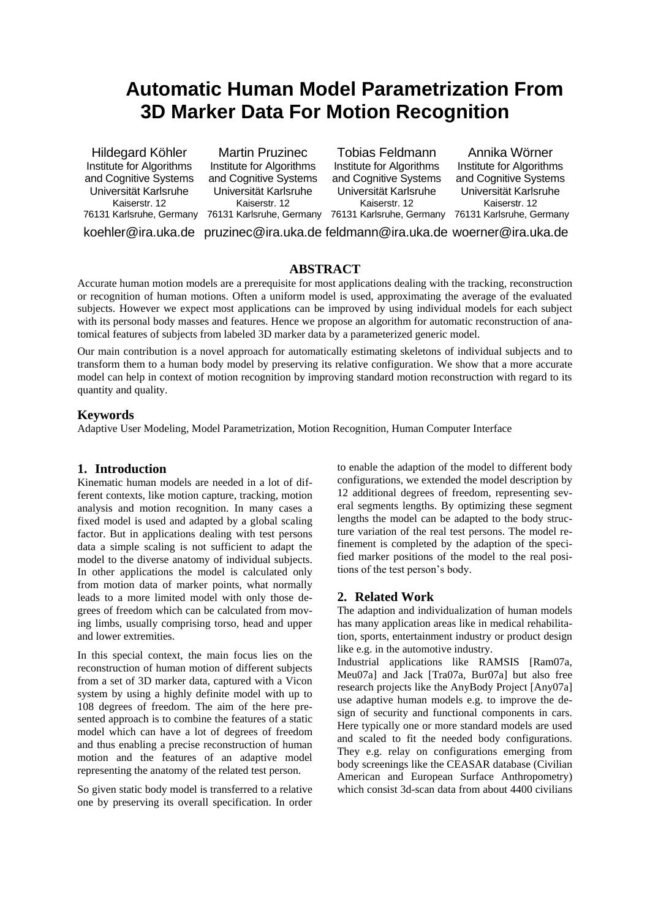# Automatic Human Model Parametrization From 3D Marker Data For Motion Recognition

Hildegard Köhler
Institute for Algorithms and Cognitive Systems
Universität Karlsruhe
Kaiserstr. 12
76131 Karlsruhe, Germany
koehler@ira.uka.de

Martin Pruzinec
Institute for Algorithms and Cognitive Systems
Universität Karlsruhe
Kaiserstr. 12
76131 Karlsruhe, Germany
pruzinec@ira.uka.de

Tobias Feldmann
Institute for Algorithms and Cognitive Systems
Universität Karlsruhe
Kaiserstr. 12
76131 Karlsruhe, Germany
feldmann@ira.uka.de

Annika Wörner
Institute for Algorithms and Cognitive Systems
Universität Karlsruhe
Kaiserstr. 12
76131 Karlsruhe, Germany
woerner@ira.uka.de

## ABSTRACT

Accurate human motion models are a prerequisite for most applications dealing with the tracking, reconstruction or recognition of human motions. Often a uniform model is used, approximating the average of the evaluated subjects. However we expect most applications can be improved by using individual models for each subject with its personal body masses and features. Hence we propose an algorithm for automatic reconstruction of anatomical features of subjects from labeled 3D marker data by a parameterized generic model.

Our main contribution is a novel approach for automatically estimating skeletons of individual subjects and to transform them to a human body model by preserving its relative configuration. We show that a more accurate model can help in context of motion recognition by improving standard motion reconstruction with regard to its quantity and quality.

### Keywords

Adaptive User Modeling, Model Parametrization, Motion Recognition, Human Computer Interface

## 1. Introduction

Kinematic human models are needed in a lot of different contexts, like motion capture, tracking, motion analysis and motion recognition. In many cases a fixed model is used and adapted by a global scaling factor. But in applications dealing with test persons data a simple scaling is not sufficient to adapt the model to the diverse anatomy of individual subjects. In other applications the model is calculated only from motion data of marker points, what normally leads to a more limited model with only those degrees of freedom which can be calculated from moving limbs, usually comprising torso, head and upper and lower extremities.

In this special context, the main focus lies on the reconstruction of human motion of different subjects from a set of 3D marker data, captured with a Vicon system by using a highly definite model with up to 108 degrees of freedom. The aim of the here presented approach is to combine the features of a static model which can have a lot of degrees of freedom and thus enabling a precise reconstruction of human motion and the features of an adaptive model representing the anatomy of the related test person.

So given static body model is transferred to a relative one by preserving its overall specification. In order to enable the adaption of the model to different body configurations, we extended the model description by 12 additional degrees of freedom, representing several segments lengths. By optimizing these segment lengths the model can be adapted to the body structure variation of the real test persons. The model refinement is completed by the adaption of the specified marker positions of the model to the real positions of the test person's body.

## 2. Related Work

The adaption and individualization of human models has many application areas like in medical rehabilitation, sports, entertainment industry or product design like e.g. in the automotive industry.

Industrial applications like RAMSIS [Ram07a, Meu07a] and Jack [Tra07a, Bur07a] but also free research projects like the AnyBody Project [Any07a] use adaptive human models e.g. to improve the design of security and functional components in cars. Here typically one or more standard models are used and scaled to fit the needed body configurations. They e.g. relay on configurations emerging from body screenings like the CEASAR database (Civilian American and European Surface Anthropometry) which consist 3d-scan data from about 4400 civilians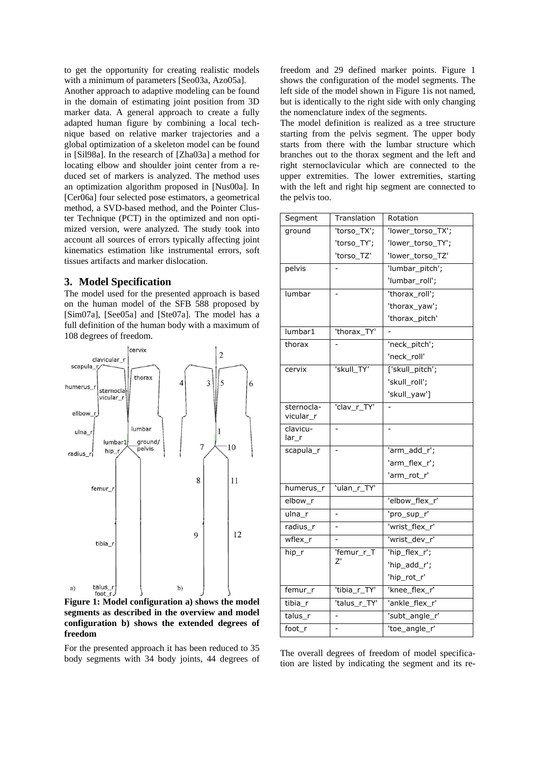to get the opportunity for creating realistic models with a minimum of parameters [Seo03a, Azo05a].

Another approach to adaptive modeling can be found in the domain of estimating joint position from 3D marker data. A general approach to create a fully adapted human figure by combining a local technique based on relative marker trajectories and a global optimization of a skeleton model can be found in [Sil98a]. In the research of [Zha03a] a method for locating elbow and shoulder joint center from a reduced set of markers is analyzed. The method uses an optimization algorithm proposed in [Nus00a]. In [Cer06a] four selected pose estimators, a geometrical method, a SVD-based method, and the Pointer Cluster Technique (PCT) in the optimized and non optimized version, were analyzed. The study took into account all sources of errors typically affecting joint kinematics estimation like instrumental errors, soft tissues artifacts and marker dislocation.

## 3. Model Specification

The model used for the presented approach is based on the human model of the SFB 588 proposed by [Sim07a], [See05a] and [Ste07a]. The model has a full definition of the human body with a maximum of 108 degrees of freedom.

**Figure 1: Model configuration a) shows the model segments as described in the overview and model configuration b) shows the extended degrees of freedom**

For the presented approach it has been reduced to 35 body segments with 34 body joints, 44 degrees of freedom and 29 defined marker points. Figure 1 shows the configuration of the model segments. The left side of the model shown in Figure 1is not named, but is identically to the right side with only changing the nomenclature index of the segments.

The model definition is realized as a tree structure starting from the pelvis segment. The upper body starts from there with the lumbar structure which branches out to the thorax segment and the left and right sternoclavicular which are connected to the upper extremities. The lower extremities, starting with the left and right hip segment are connected to the pelvis too.

| Segment | Translation | Rotation |
|---|---|---|
| ground | 'torso_TX'; 'torso_TY'; 'torso_TZ' | 'lower_torso_TX'; 'lower_torso_TY'; 'lower_torso_TZ' |
| pelvis | - | 'lumbar_pitch'; 'lumbar_roll'; |
| lumbar | - | 'thorax_roll'; 'thorax_yaw'; 'thorax_pitch' |
| lumbar1 | 'thorax_TY' | - |
| thorax | - | 'neck_pitch'; 'neck_roll' |
| cervix | 'skull_TY' | ['skull_pitch'; 'skull_roll'; 'skull_yaw'] |
| sternocla-vicular_r | 'clav_r_TY' | - |
| clavicu-lar_r | - | - |
| scapula_r | - | 'arm_add_r'; 'arm_flex_r'; 'arm_rot_r' |
| humerus_r | 'ulan_r_TY' | |
| elbow_r | | 'elbow_flex_r' |
| ulna_r | - | 'pro_sup_r' |
| radius_r | - | 'wrist_flex_r' |
| wflex_r | - | 'wrist_dev_r' |
| hip_r | 'femur_r_TZ' | 'hip_flex_r'; 'hip_add_r'; 'hip_rot_r' |
| femur_r | 'tibia_r_TY' | 'knee_flex_r' |
| tibia_r | 'talus_r_TY' | 'ankle_flex_r' |
| talus_r | - | 'subt_angle_r' |
| foot_r | - | 'toe_angle_r' |

The overall degrees of freedom of model specification are listed by indicating the segment and its re-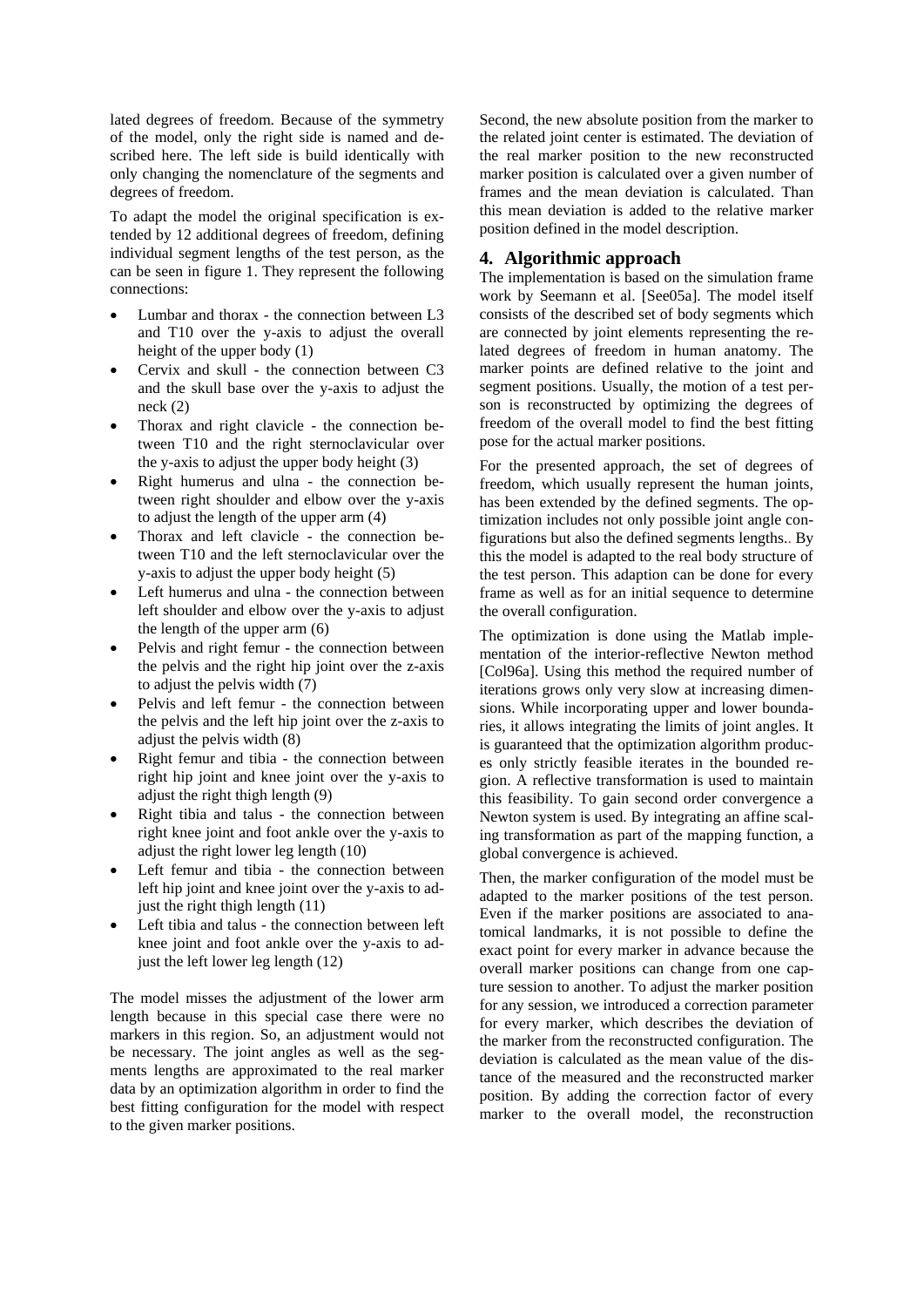lated degrees of freedom. Because of the symmetry of the model, only the right side is named and described here. The left side is build identically with only changing the nomenclature of the segments and degrees of freedom.

To adapt the model the original specification is extended by 12 additional degrees of freedom, defining individual segment lengths of the test person, as the can be seen in figure 1. They represent the following connections:

- Lumbar and thorax - the connection between L3 and T10 over the y-axis to adjust the overall height of the upper body (1)
- Cervix and skull - the connection between C3 and the skull base over the y-axis to adjust the neck (2)
- Thorax and right clavicle - the connection between T10 and the right sternoclavicular over the y-axis to adjust the upper body height (3)
- Right humerus and ulna - the connection between right shoulder and elbow over the y-axis to adjust the length of the upper arm (4)
- Thorax and left clavicle - the connection between T10 and the left sternoclavicular over the y-axis to adjust the upper body height (5)
- Left humerus and ulna - the connection between left shoulder and elbow over the y-axis to adjust the length of the upper arm (6)
- Pelvis and right femur - the connection between the pelvis and the right hip joint over the z-axis to adjust the pelvis width (7)
- Pelvis and left femur - the connection between the pelvis and the left hip joint over the z-axis to adjust the pelvis width (8)
- Right femur and tibia - the connection between right hip joint and knee joint over the y-axis to adjust the right thigh length (9)
- Right tibia and talus - the connection between right knee joint and foot ankle over the y-axis to adjust the right lower leg length (10)
- Left femur and tibia - the connection between left hip joint and knee joint over the y-axis to adjust the right thigh length (11)
- Left tibia and talus - the connection between left knee joint and foot ankle over the y-axis to adjust the left lower leg length (12)

The model misses the adjustment of the lower arm length because in this special case there were no markers in this region. So, an adjustment would not be necessary. The joint angles as well as the segments lengths are approximated to the real marker data by an optimization algorithm in order to find the best fitting configuration for the model with respect to the given marker positions.

Second, the new absolute position from the marker to the related joint center is estimated. The deviation of the real marker position to the new reconstructed marker position is calculated over a given number of frames and the mean deviation is calculated. Than this mean deviation is added to the relative marker position defined in the model description.

## 4. Algorithmic approach

The implementation is based on the simulation frame work by Seemann et al. [See05a]. The model itself consists of the described set of body segments which are connected by joint elements representing the related degrees of freedom in human anatomy. The marker points are defined relative to the joint and segment positions. Usually, the motion of a test person is reconstructed by optimizing the degrees of freedom of the overall model to find the best fitting pose for the actual marker positions.

For the presented approach, the set of degrees of freedom, which usually represent the human joints, has been extended by the defined segments. The optimization includes not only possible joint angle configurations but also the defined segments lengths.. By this the model is adapted to the real body structure of the test person. This adaption can be done for every frame as well as for an initial sequence to determine the overall configuration.

The optimization is done using the Matlab implementation of the interior-reflective Newton method [Col96a]. Using this method the required number of iterations grows only very slow at increasing dimensions. While incorporating upper and lower boundaries, it allows integrating the limits of joint angles. It is guaranteed that the optimization algorithm produces only strictly feasible iterates in the bounded region. A reflective transformation is used to maintain this feasibility. To gain second order convergence a Newton system is used. By integrating an affine scaling transformation as part of the mapping function, a global convergence is achieved.

Then, the marker configuration of the model must be adapted to the marker positions of the test person. Even if the marker positions are associated to anatomical landmarks, it is not possible to define the exact point for every marker in advance because the overall marker positions can change from one capture session to another. To adjust the marker position for any session, we introduced a correction parameter for every marker, which describes the deviation of the marker from the reconstructed configuration. The deviation is calculated as the mean value of the distance of the measured and the reconstructed marker position. By adding the correction factor of every marker to the overall model, the reconstruction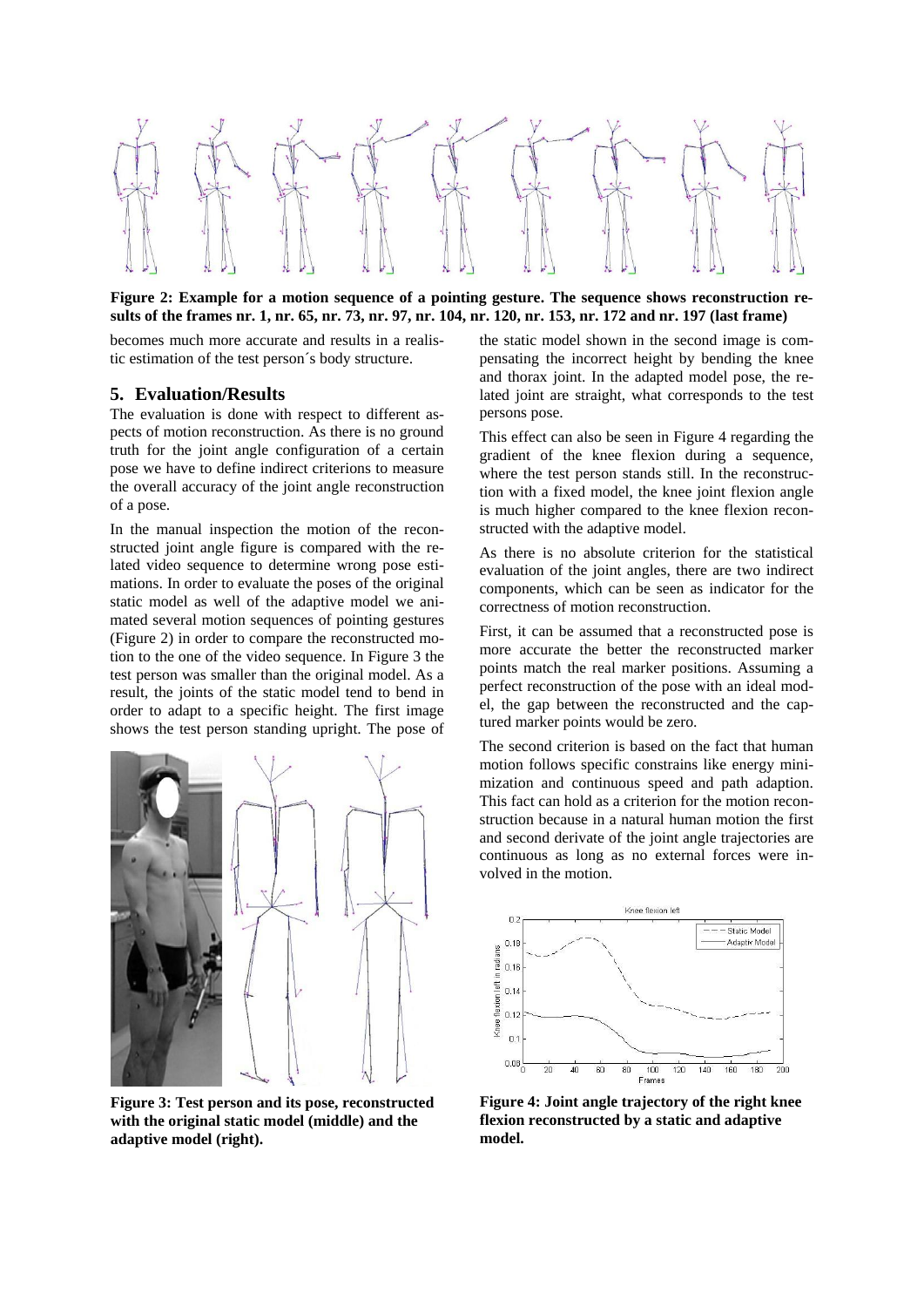Figure 2: Example for a motion sequence of a pointing gesture. The sequence shows reconstruction results of the frames nr. 1, nr. 65, nr. 73, nr. 97, nr. 104, nr. 120, nr. 153, nr. 172 and nr. 197 (last frame)

becomes much more accurate and results in a realistic estimation of the test person´s body structure.

## 5. Evaluation/Results

The evaluation is done with respect to different aspects of motion reconstruction. As there is no ground truth for the joint angle configuration of a certain pose we have to define indirect criterions to measure the overall accuracy of the joint angle reconstruction of a pose.

In the manual inspection the motion of the reconstructed joint angle figure is compared with the related video sequence to determine wrong pose estimations. In order to evaluate the poses of the original static model as well of the adaptive model we animated several motion sequences of pointing gestures (Figure 2) in order to compare the reconstructed motion to the one of the video sequence. In Figure 3 the test person was smaller than the original model. As a result, the joints of the static model tend to bend in order to adapt to a specific height. The first image shows the test person standing upright. The pose of the static model shown in the second image is compensating the incorrect height by bending the knee and thorax joint. In the adapted model pose, the related joint are straight, what corresponds to the test persons pose.

Figure 3: Test person and its pose, reconstructed with the original static model (middle) and the adaptive model (right).

This effect can also be seen in Figure 4 regarding the gradient of the knee flexion during a sequence, where the test person stands still. In the reconstruction with a fixed model, the knee joint flexion angle is much higher compared to the knee flexion reconstructed with the adaptive model.

As there is no absolute criterion for the statistical evaluation of the joint angles, there are two indirect components, which can be seen as indicator for the correctness of motion reconstruction.

First, it can be assumed that a reconstructed pose is more accurate the better the reconstructed marker points match the real marker positions. Assuming a perfect reconstruction of the pose with an ideal model, the gap between the reconstructed and the captured marker points would be zero.

The second criterion is based on the fact that human motion follows specific constrains like energy minimization and continuous speed and path adaption. This fact can hold as a criterion for the motion reconstruction because in a natural human motion the first and second derivate of the joint angle trajectories are continuous as long as no external forces were involved in the motion.

Figure 4: Joint angle trajectory of the right knee flexion reconstructed by a static and adaptive model.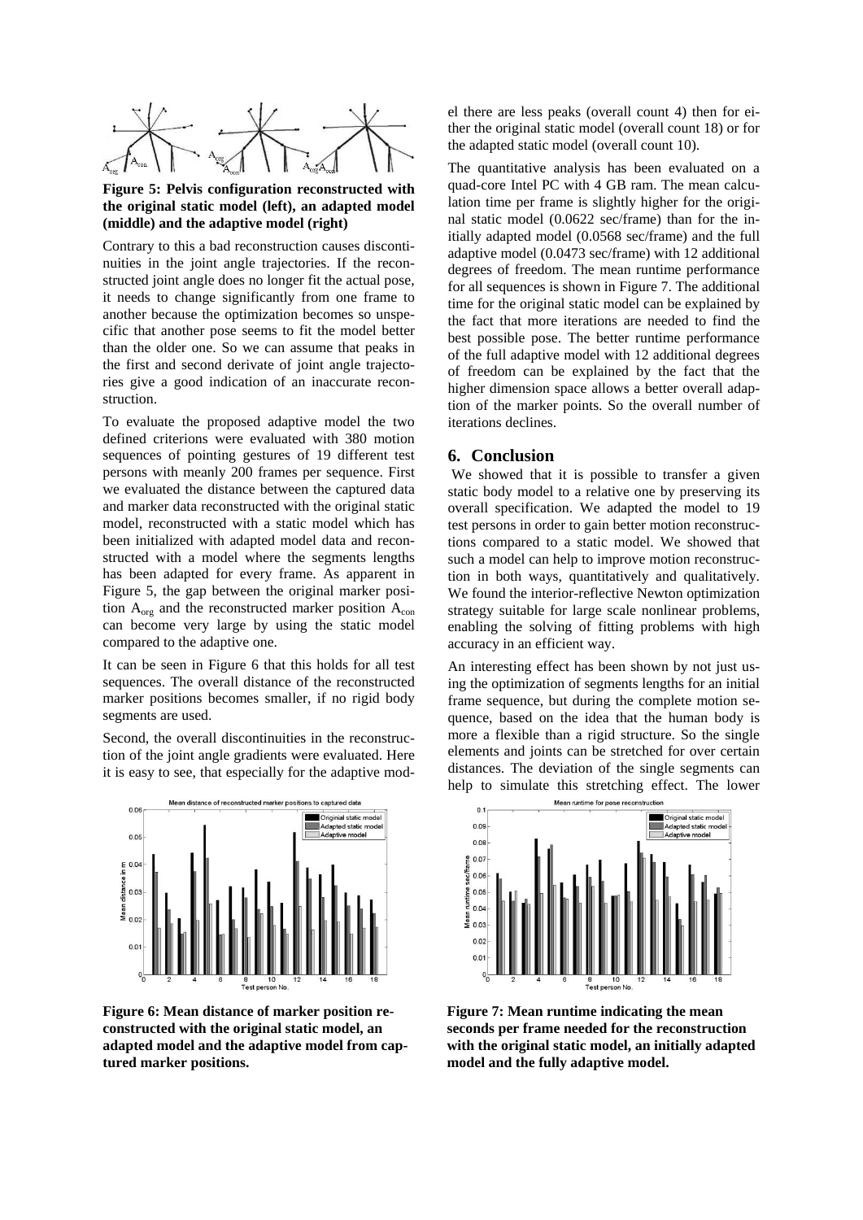**Figure 5: Pelvis configuration reconstructed with the original static model (left), an adapted model (middle) and the adaptive model (right)**

Contrary to this a bad reconstruction causes discontinuities in the joint angle trajectories. If the reconstructed joint angle does no longer fit the actual pose, it needs to change significantly from one frame to another because the optimization becomes so unspecific that another pose seems to fit the model better than the older one. So we can assume that peaks in the first and second derivate of joint angle trajectories give a good indication of an inaccurate reconstruction.

To evaluate the proposed adaptive model the two defined criterions were evaluated with 380 motion sequences of pointing gestures of 19 different test persons with meanly 200 frames per sequence. First we evaluated the distance between the captured data and marker data reconstructed with the original static model, reconstructed with a static model which has been initialized with adapted model data and reconstructed with a model where the segments lengths has been adapted for every frame. As apparent in Figure 5, the gap between the original marker position $A_{org}$ and the reconstructed marker position $A_{con}$ can become very large by using the static model compared to the adaptive one.

It can be seen in Figure 6 that this holds for all test sequences. The overall distance of the reconstructed marker positions becomes smaller, if no rigid body segments are used.

Second, the overall discontinuities in the reconstruction of the joint angle gradients were evaluated. Here it is easy to see, that especially for the adaptive model there are less peaks (overall count 4) then for either the original static model (overall count 18) or for the adapted static model (overall count 10).

**Figure 6: Mean distance of marker position reconstructed with the original static model, an adapted model and the adaptive model from captured marker positions.**

The quantitative analysis has been evaluated on a quad-core Intel PC with 4 GB ram. The mean calculation time per frame is slightly higher for the original static model (0.0622 sec/frame) than for the initially adapted model (0.0568 sec/frame) and the full adaptive model (0.0473 sec/frame) with 12 additional degrees of freedom. The mean runtime performance for all sequences is shown in Figure 7. The additional time for the original static model can be explained by the fact that more iterations are needed to find the best possible pose. The better runtime performance of the full adaptive model with 12 additional degrees of freedom can be explained by the fact that the higher dimension space allows a better overall adaption of the marker points. So the overall number of iterations declines.

## 6. Conclusion

We showed that it is possible to transfer a given static body model to a relative one by preserving its overall specification. We adapted the model to 19 test persons in order to gain better motion reconstructions compared to a static model. We showed that such a model can help to improve motion reconstruction in both ways, quantitatively and qualitatively. We found the interior-reflective Newton optimization strategy suitable for large scale nonlinear problems, enabling the solving of fitting problems with high accuracy in an efficient way.

An interesting effect has been shown by not just using the optimization of segments lengths for an initial frame sequence, but during the complete motion sequence, based on the idea that the human body is more a flexible than a rigid structure. So the single elements and joints can be stretched for over certain distances. The deviation of the single segments can help to simulate this stretching effect. The lower

**Figure 7: Mean runtime indicating the mean seconds per frame needed for the reconstruction with the original static model, an initially adapted model and the fully adaptive model.**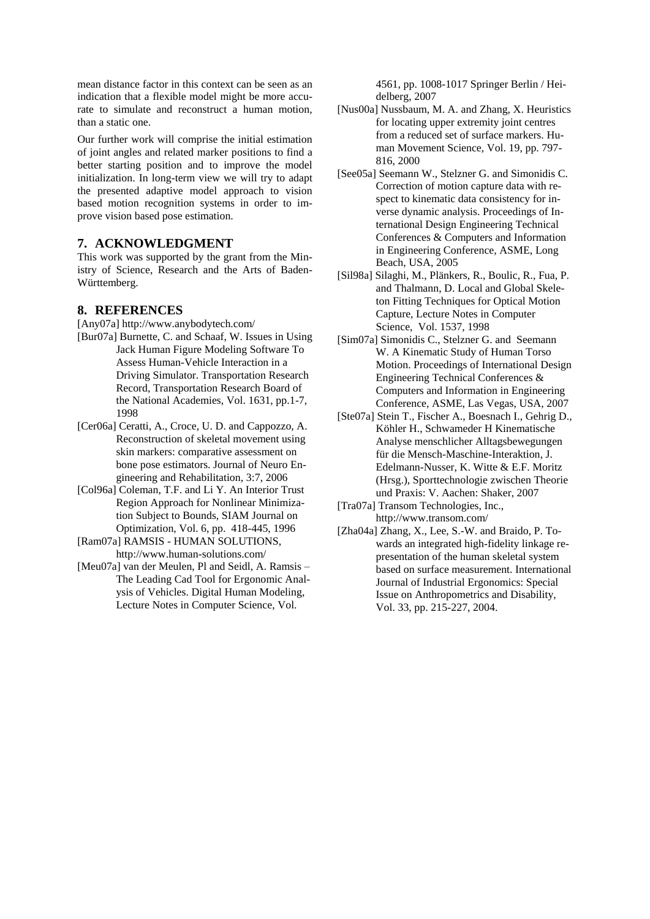mean distance factor in this context can be seen as an indication that a flexible model might be more accurate to simulate and reconstruct a human motion, than a static one.

Our further work will comprise the initial estimation of joint angles and related marker positions to find a better starting position and to improve the model initialization. In long-term view we will try to adapt the presented adaptive model approach to vision based motion recognition systems in order to improve vision based pose estimation.

## 7. ACKNOWLEDGMENT

This work was supported by the grant from the Ministry of Science, Research and the Arts of Baden-Württemberg.

## 8. REFERENCES

[Any07a] http://www.anybodytech.com/

[Bur07a] Burnette, C. and Schaaf, W. Issues in Using Jack Human Figure Modeling Software To Assess Human-Vehicle Interaction in a Driving Simulator. Transportation Research Record, Transportation Research Board of the National Academies, Vol. 1631, pp.1-7, 1998

[Cer06a] Ceratti, A., Croce, U. D. and Cappozzo, A. Reconstruction of skeletal movement using skin markers: comparative assessment on bone pose estimators. Journal of Neuro Engineering and Rehabilitation, 3:7, 2006

[Col96a] Coleman, T.F. and Li Y. An Interior Trust Region Approach for Nonlinear Minimization Subject to Bounds, SIAM Journal on Optimization, Vol. 6, pp. 418-445, 1996

[Ram07a] RAMSIS - HUMAN SOLUTIONS, http://www.human-solutions.com/

[Meu07a] van der Meulen, Pl and Seidl, A. Ramsis – The Leading Cad Tool for Ergonomic Analysis of Vehicles. Digital Human Modeling, Lecture Notes in Computer Science, Vol. 4561, pp. 1008-1017 Springer Berlin / Heidelberg, 2007

[Nus00a] Nussbaum, M. A. and Zhang, X. Heuristics for locating upper extremity joint centres from a reduced set of surface markers. Human Movement Science, Vol. 19, pp. 797-816, 2000

[See05a] Seemann W., Stelzner G. and Simonidis C. Correction of motion capture data with respect to kinematic data consistency for inverse dynamic analysis. Proceedings of International Design Engineering Technical Conferences & Computers and Information in Engineering Conference, ASME, Long Beach, USA, 2005

[Sil98a] Silaghi, M., Plänkers, R., Boulic, R., Fua, P. and Thalmann, D. Local and Global Skeleton Fitting Techniques for Optical Motion Capture, Lecture Notes in Computer Science, Vol. 1537, 1998

[Sim07a] Simonidis C., Stelzner G. and Seemann W. A Kinematic Study of Human Torso Motion. Proceedings of International Design Engineering Technical Conferences & Computers and Information in Engineering Conference, ASME, Las Vegas, USA, 2007

[Ste07a] Stein T., Fischer A., Boesnach I., Gehrig D., Köhler H., Schwameder H Kinematische Analyse menschlicher Alltagsbewegungen für die Mensch-Maschine-Interaktion, J. Edelmann-Nusser, K. Witte & E.F. Moritz (Hrsg.), Sporttechnologie zwischen Theorie und Praxis: V. Aachen: Shaker, 2007

[Tra07a] Transom Technologies, Inc., http://www.transom.com/

[Zha04a] Zhang, X., Lee, S.-W. and Braido, P. Towards an integrated high-fidelity linkage representation of the human skeletal system based on surface measurement. International Journal of Industrial Ergonomics: Special Issue on Anthropometrics and Disability, Vol. 33, pp. 215-227, 2004.